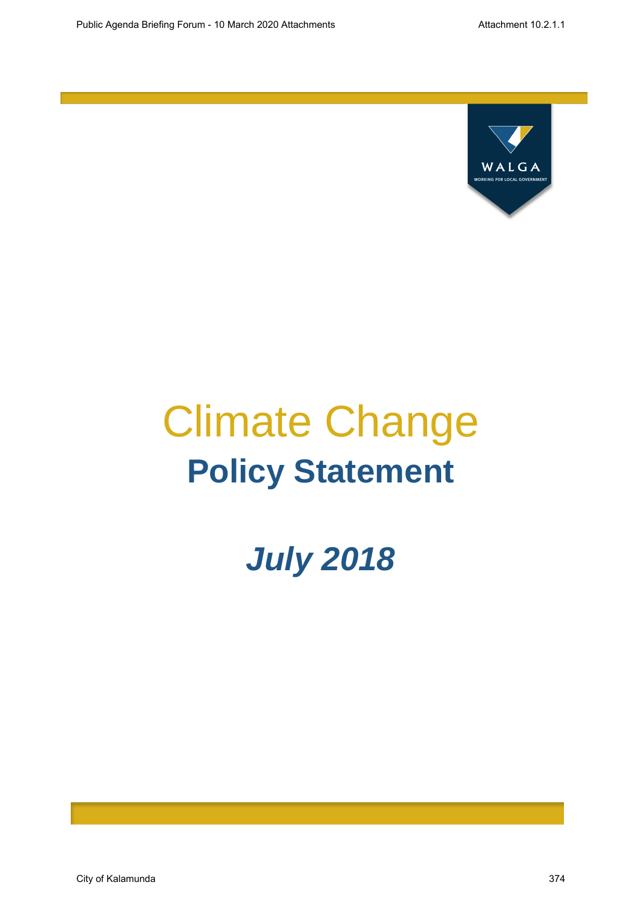WALGA

WORKING FOR LOCAL GOVERNMENT

# Climate Change

## Policy Statement

***July 2018***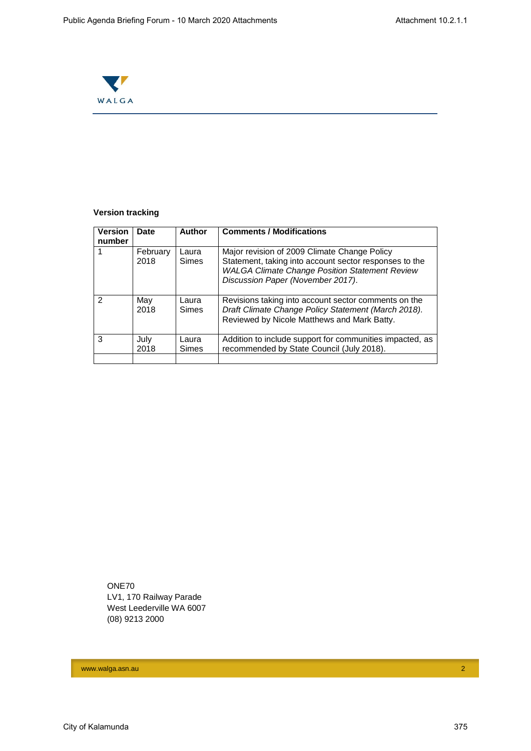WALGA

**Version tracking**

| Version number | Date | Author | Comments / Modifications |
|---|---|---|---|
| 1 | February 2018 | Laura Simes | Major revision of 2009 Climate Change Policy Statement, taking into account sector responses to the *WALGA Climate Change Position Statement Review Discussion Paper (November 2017)*. |
| 2 | May 2018 | Laura Simes | Revisions taking into account sector comments on the *Draft Climate Change Policy Statement (March 2018)*. Reviewed by Nicole Matthews and Mark Batty. |
| 3 | July 2018 | Laura Simes | Addition to include support for communities impacted, as recommended by State Council (July 2018). |
| | | | |

ONE70
LV1, 170 Railway Parade
West Leederville WA 6007
(08) 9213 2000

www.walga.asn.au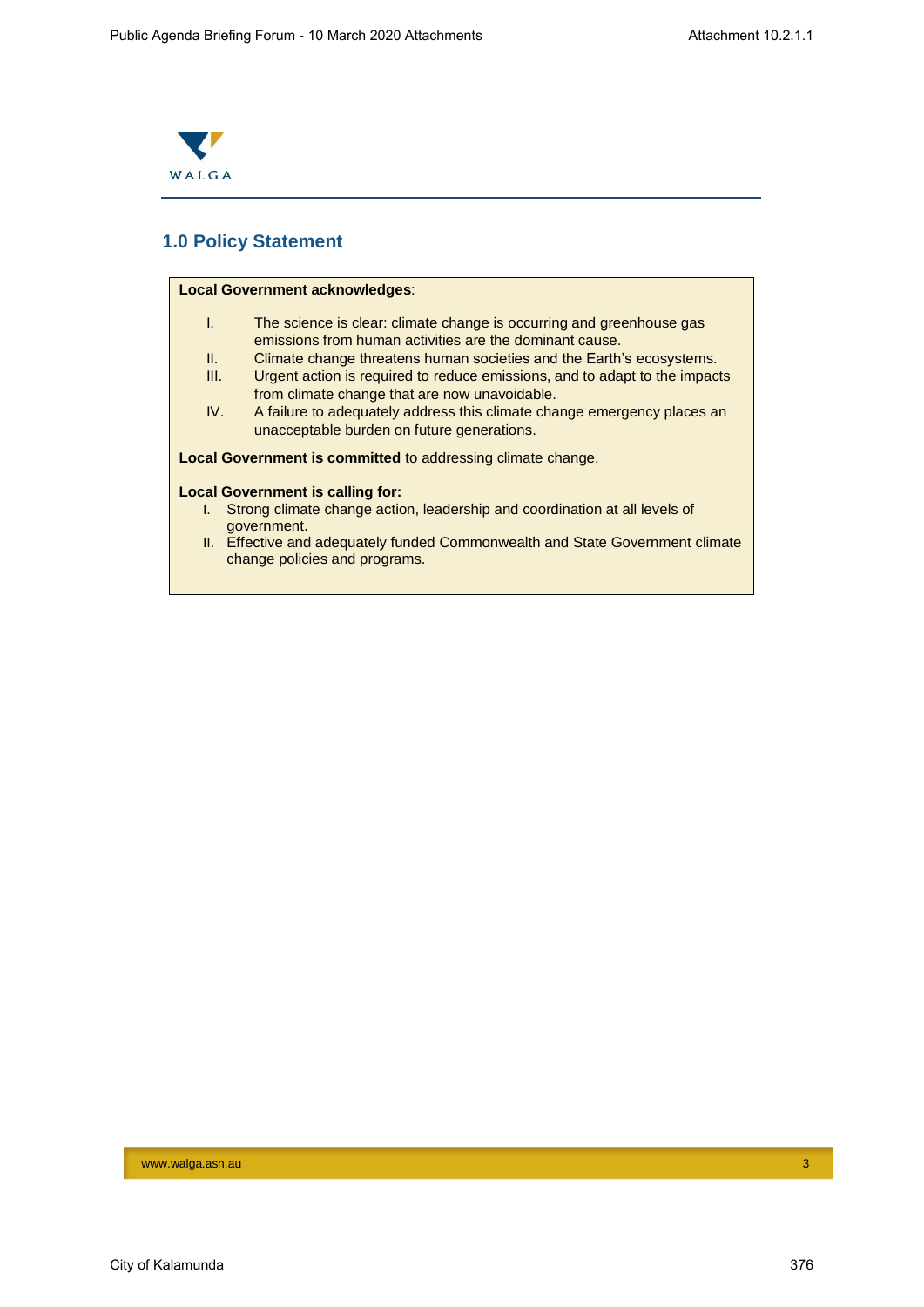## 1.0 Policy Statement

**Local Government acknowledges**:

I. The science is clear: climate change is occurring and greenhouse gas emissions from human activities are the dominant cause.
II. Climate change threatens human societies and the Earth's ecosystems.
III. Urgent action is required to reduce emissions, and to adapt to the impacts from climate change that are now unavoidable.
IV. A failure to adequately address this climate change emergency places an unacceptable burden on future generations.

**Local Government is committed** to addressing climate change.

**Local Government is calling for:**

I. Strong climate change action, leadership and coordination at all levels of government.
II. Effective and adequately funded Commonwealth and State Government climate change policies and programs.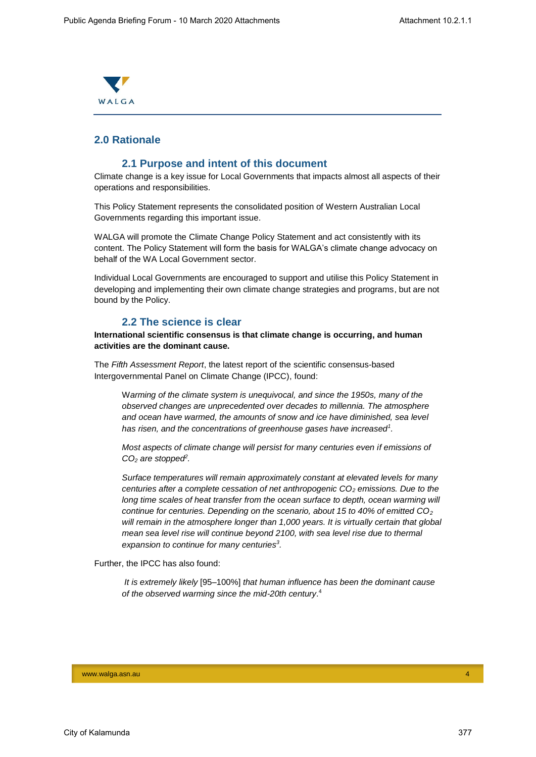## 2.0 Rationale

### 2.1 Purpose and intent of this document

Climate change is a key issue for Local Governments that impacts almost all aspects of their operations and responsibilities.

This Policy Statement represents the consolidated position of Western Australian Local Governments regarding this important issue.

WALGA will promote the Climate Change Policy Statement and act consistently with its content. The Policy Statement will form the basis for WALGA's climate change advocacy on behalf of the WA Local Government sector.

Individual Local Governments are encouraged to support and utilise this Policy Statement in developing and implementing their own climate change strategies and programs, but are not bound by the Policy.

### 2.2 The science is clear

**International scientific consensus is that climate change is occurring, and human activities are the dominant cause.**

The *Fifth Assessment Report*, the latest report of the scientific consensus-based Intergovernmental Panel on Climate Change (IPCC), found:

> *Warming of the climate system is unequivocal, and since the 1950s, many of the observed changes are unprecedented over decades to millennia. The atmosphere and ocean have warmed, the amounts of snow and ice have diminished, sea level has risen, and the concentrations of greenhouse gases have increased*[1].
>
> *Most aspects of climate change will persist for many centuries even if emissions of $CO_2$ are stopped*[2].
>
> *Surface temperatures will remain approximately constant at elevated levels for many centuries after a complete cessation of net anthropogenic $CO_2$ emissions. Due to the long time scales of heat transfer from the ocean surface to depth, ocean warming will continue for centuries. Depending on the scenario, about 15 to 40% of emitted $CO_2$ will remain in the atmosphere longer than 1,000 years. It is virtually certain that global mean sea level rise will continue beyond 2100, with sea level rise due to thermal expansion to continue for many centuries*[3].

Further, the IPCC has also found:

> *It is extremely likely* [95–100%] *that human influence has been the dominant cause of the observed warming since the mid-20th century*.[4]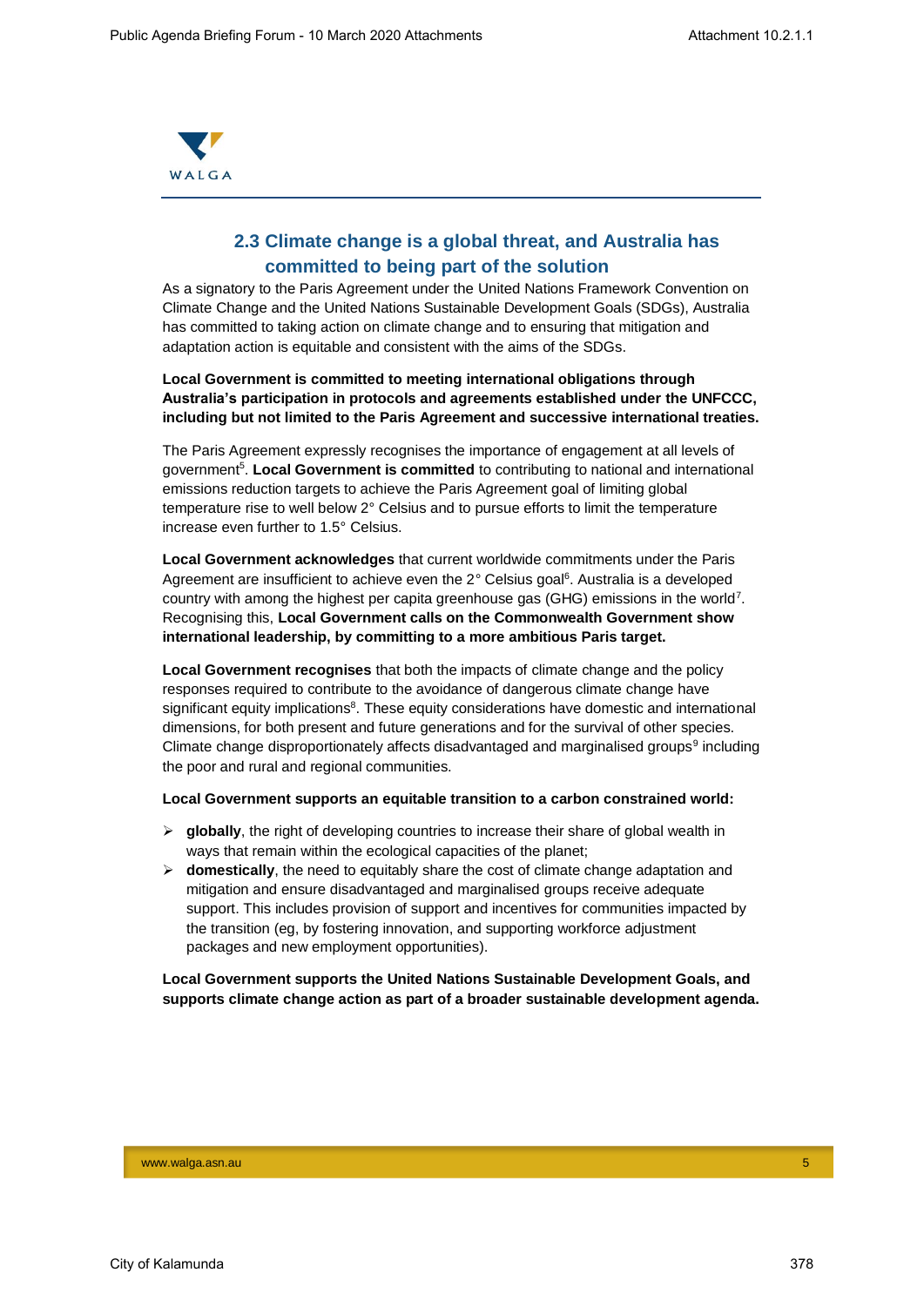## 2.3 Climate change is a global threat, and Australia has committed to being part of the solution

As a signatory to the Paris Agreement under the United Nations Framework Convention on Climate Change and the United Nations Sustainable Development Goals (SDGs), Australia has committed to taking action on climate change and to ensuring that mitigation and adaptation action is equitable and consistent with the aims of the SDGs.

**Local Government is committed to meeting international obligations through Australia's participation in protocols and agreements established under the UNFCCC, including but not limited to the Paris Agreement and successive international treaties.**

The Paris Agreement expressly recognises the importance of engagement at all levels of government[5]. **Local Government is committed** to contributing to national and international emissions reduction targets to achieve the Paris Agreement goal of limiting global temperature rise to well below 2° Celsius and to pursue efforts to limit the temperature increase even further to 1.5° Celsius.

**Local Government acknowledges** that current worldwide commitments under the Paris Agreement are insufficient to achieve even the 2° Celsius goal[6]. Australia is a developed country with among the highest per capita greenhouse gas (GHG) emissions in the world[7]. Recognising this, **Local Government calls on the Commonwealth Government show international leadership, by committing to a more ambitious Paris target.**

**Local Government recognises** that both the impacts of climate change and the policy responses required to contribute to the avoidance of dangerous climate change have significant equity implications[8]. These equity considerations have domestic and international dimensions, for both present and future generations and for the survival of other species. Climate change disproportionately affects disadvantaged and marginalised groups[9] including the poor and rural and regional communities.

**Local Government supports an equitable transition to a carbon constrained world:**

- **globally**, the right of developing countries to increase their share of global wealth in ways that remain within the ecological capacities of the planet;
- **domestically**, the need to equitably share the cost of climate change adaptation and mitigation and ensure disadvantaged and marginalised groups receive adequate support. This includes provision of support and incentives for communities impacted by the transition (eg, by fostering innovation, and supporting workforce adjustment packages and new employment opportunities).

**Local Government supports the United Nations Sustainable Development Goals, and supports climate change action as part of a broader sustainable development agenda.**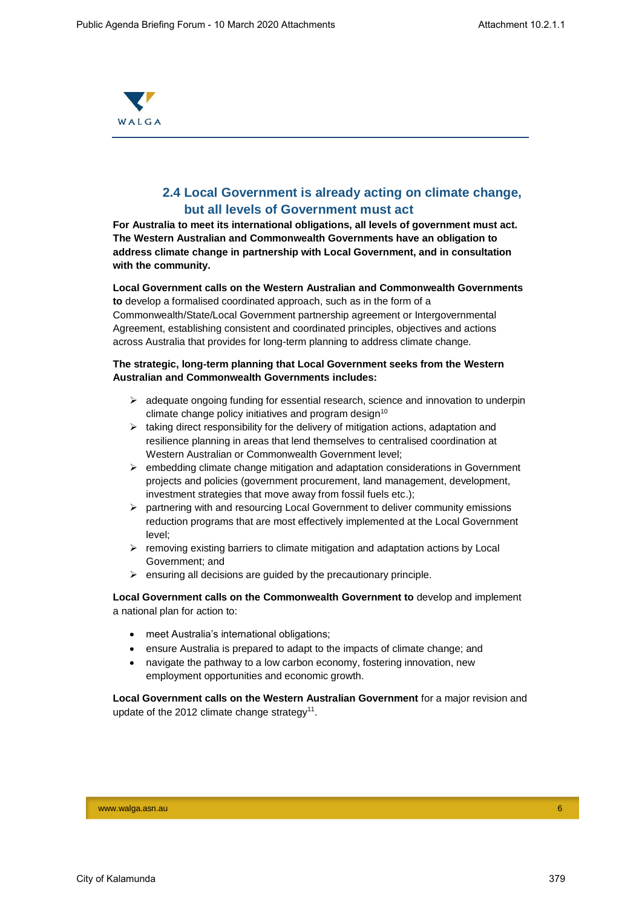## 2.4 Local Government is already acting on climate change, but all levels of Government must act

**For Australia to meet its international obligations, all levels of government must act. The Western Australian and Commonwealth Governments have an obligation to address climate change in partnership with Local Government, and in consultation with the community.**

**Local Government calls on the Western Australian and Commonwealth Governments to** develop a formalised coordinated approach, such as in the form of a Commonwealth/State/Local Government partnership agreement or Intergovernmental Agreement, establishing consistent and coordinated principles, objectives and actions across Australia that provides for long-term planning to address climate change.

**The strategic, long-term planning that Local Government seeks from the Western Australian and Commonwealth Governments includes:**

- adequate ongoing funding for essential research, science and innovation to underpin climate change policy initiatives and program design[10]
- taking direct responsibility for the delivery of mitigation actions, adaptation and resilience planning in areas that lend themselves to centralised coordination at Western Australian or Commonwealth Government level;
- embedding climate change mitigation and adaptation considerations in Government projects and policies (government procurement, land management, development, investment strategies that move away from fossil fuels etc.);
- partnering with and resourcing Local Government to deliver community emissions reduction programs that are most effectively implemented at the Local Government level;
- removing existing barriers to climate mitigation and adaptation actions by Local Government; and
- ensuring all decisions are guided by the precautionary principle.

**Local Government calls on the Commonwealth Government to** develop and implement a national plan for action to:

- meet Australia's international obligations;
- ensure Australia is prepared to adapt to the impacts of climate change; and
- navigate the pathway to a low carbon economy, fostering innovation, new employment opportunities and economic growth.

**Local Government calls on the Western Australian Government** for a major revision and update of the 2012 climate change strategy[11].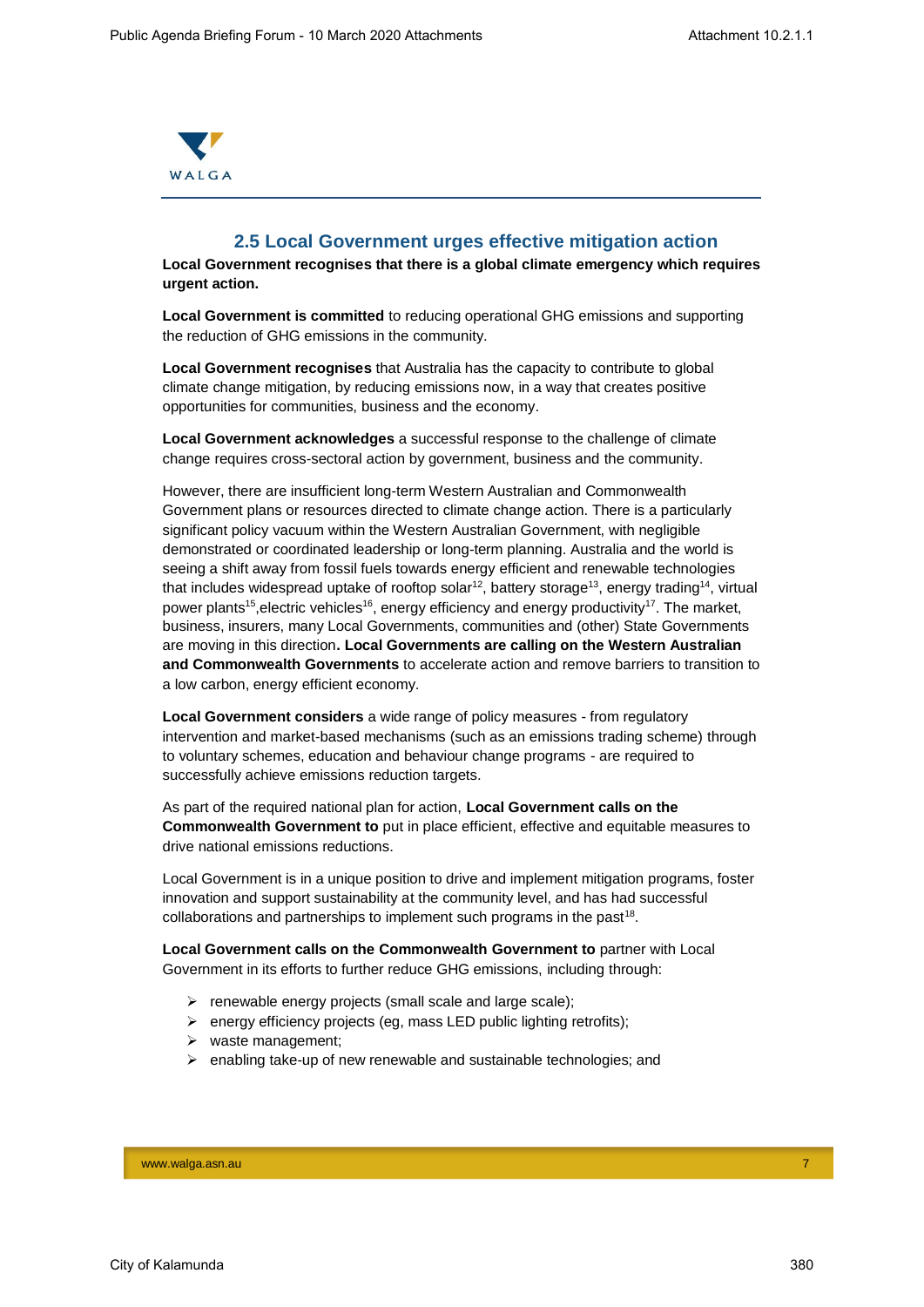## 2.5 Local Government urges effective mitigation action

**Local Government recognises that there is a global climate emergency which requires urgent action.**

**Local Government is committed** to reducing operational GHG emissions and supporting the reduction of GHG emissions in the community.

**Local Government recognises** that Australia has the capacity to contribute to global climate change mitigation, by reducing emissions now, in a way that creates positive opportunities for communities, business and the economy.

**Local Government acknowledges** a successful response to the challenge of climate change requires cross-sectoral action by government, business and the community.

However, there are insufficient long-term Western Australian and Commonwealth Government plans or resources directed to climate change action. There is a particularly significant policy vacuum within the Western Australian Government, with negligible demonstrated or coordinated leadership or long-term planning. Australia and the world is seeing a shift away from fossil fuels towards energy efficient and renewable technologies that includes widespread uptake of rooftop solar[12], battery storage[13], energy trading[14], virtual power plants[15],electric vehicles[16], energy efficiency and energy productivity[17]. The market, business, insurers, many Local Governments, communities and (other) State Governments are moving in this direction**. Local Governments are calling on the Western Australian and Commonwealth Governments** to accelerate action and remove barriers to transition to a low carbon, energy efficient economy.

**Local Government considers** a wide range of policy measures - from regulatory intervention and market-based mechanisms (such as an emissions trading scheme) through to voluntary schemes, education and behaviour change programs - are required to successfully achieve emissions reduction targets.

As part of the required national plan for action, **Local Government calls on the Commonwealth Government to** put in place efficient, effective and equitable measures to drive national emissions reductions.

Local Government is in a unique position to drive and implement mitigation programs, foster innovation and support sustainability at the community level, and has had successful collaborations and partnerships to implement such programs in the past[18].

**Local Government calls on the Commonwealth Government to** partner with Local Government in its efforts to further reduce GHG emissions, including through:

- renewable energy projects (small scale and large scale);
- energy efficiency projects (eg, mass LED public lighting retrofits);
- waste management;
- enabling take-up of new renewable and sustainable technologies; and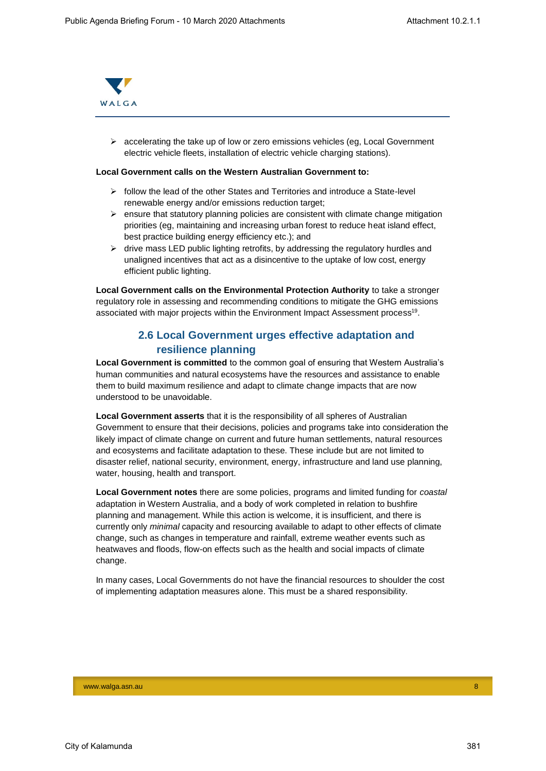- accelerating the take up of low or zero emissions vehicles (eg, Local Government electric vehicle fleets, installation of electric vehicle charging stations).

**Local Government calls on the Western Australian Government to:**

- follow the lead of the other States and Territories and introduce a State-level renewable energy and/or emissions reduction target;
- ensure that statutory planning policies are consistent with climate change mitigation priorities (eg, maintaining and increasing urban forest to reduce heat island effect, best practice building energy efficiency etc.); and
- drive mass LED public lighting retrofits, by addressing the regulatory hurdles and unaligned incentives that act as a disincentive to the uptake of low cost, energy efficient public lighting.

**Local Government calls on the Environmental Protection Authority** to take a stronger regulatory role in assessing and recommending conditions to mitigate the GHG emissions associated with major projects within the Environment Impact Assessment process[19].

## 2.6 Local Government urges effective adaptation and resilience planning

**Local Government is committed** to the common goal of ensuring that Western Australia's human communities and natural ecosystems have the resources and assistance to enable them to build maximum resilience and adapt to climate change impacts that are now understood to be unavoidable.

**Local Government asserts** that it is the responsibility of all spheres of Australian Government to ensure that their decisions, policies and programs take into consideration the likely impact of climate change on current and future human settlements, natural resources and ecosystems and facilitate adaptation to these. These include but are not limited to disaster relief, national security, environment, energy, infrastructure and land use planning, water, housing, health and transport.

**Local Government notes** there are some policies, programs and limited funding for *coastal* adaptation in Western Australia, and a body of work completed in relation to bushfire planning and management. While this action is welcome, it is insufficient, and there is currently only *minimal* capacity and resourcing available to adapt to other effects of climate change, such as changes in temperature and rainfall, extreme weather events such as heatwaves and floods, flow-on effects such as the health and social impacts of climate change.

In many cases, Local Governments do not have the financial resources to shoulder the cost of implementing adaptation measures alone. This must be a shared responsibility.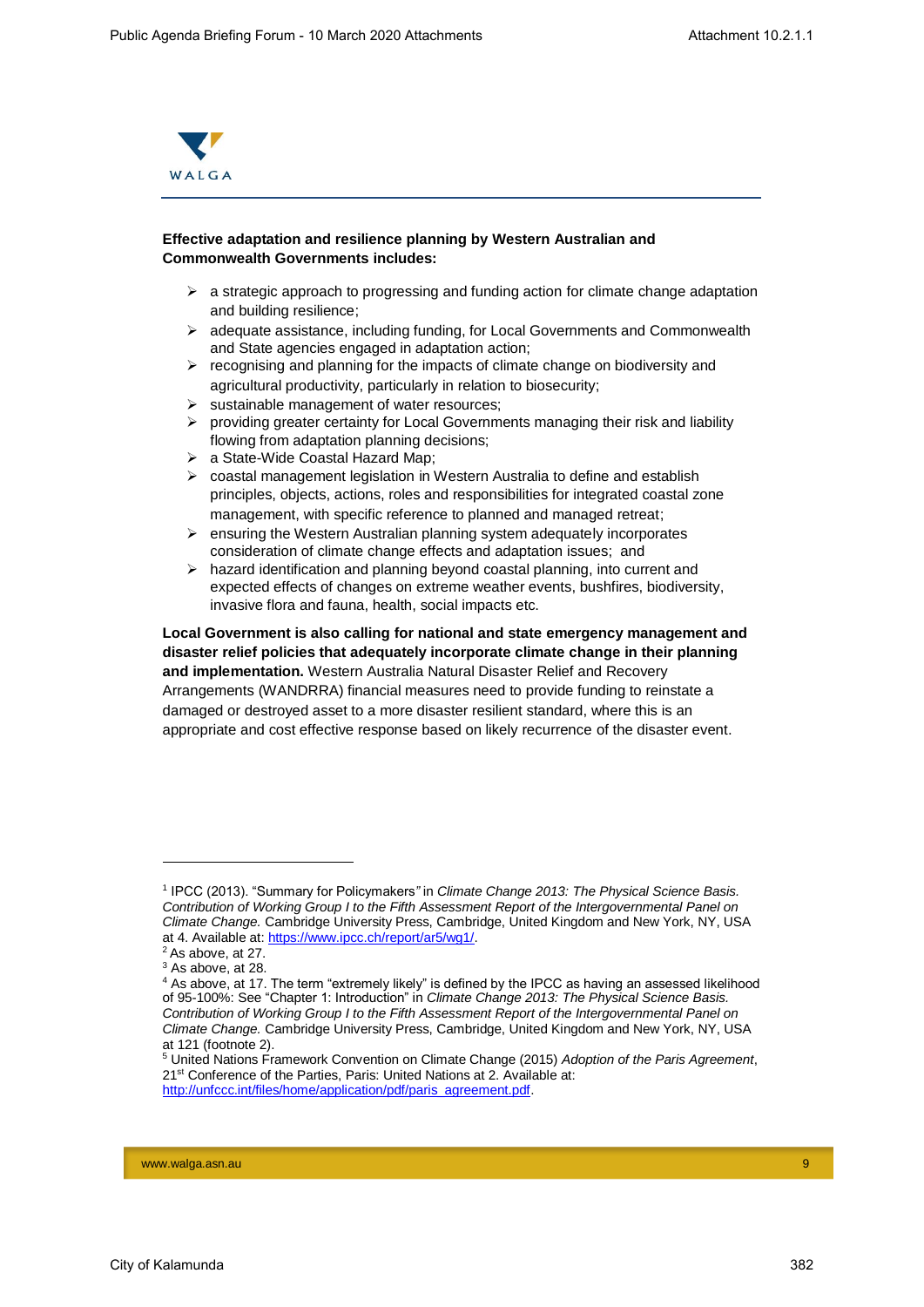**Effective adaptation and resilience planning by Western Australian and Commonwealth Governments includes:**

- a strategic approach to progressing and funding action for climate change adaptation and building resilience;
- adequate assistance, including funding, for Local Governments and Commonwealth and State agencies engaged in adaptation action;
- recognising and planning for the impacts of climate change on biodiversity and agricultural productivity, particularly in relation to biosecurity;
- sustainable management of water resources;
- providing greater certainty for Local Governments managing their risk and liability flowing from adaptation planning decisions;
- a State-Wide Coastal Hazard Map;
- coastal management legislation in Western Australia to define and establish principles, objects, actions, roles and responsibilities for integrated coastal zone management, with specific reference to planned and managed retreat;
- ensuring the Western Australian planning system adequately incorporates consideration of climate change effects and adaptation issues; and
- hazard identification and planning beyond coastal planning, into current and expected effects of changes on extreme weather events, bushfires, biodiversity, invasive flora and fauna, health, social impacts etc.

**Local Government is also calling for national and state emergency management and disaster relief policies that adequately incorporate climate change in their planning and implementation.** Western Australia Natural Disaster Relief and Recovery Arrangements (WANDRRA) financial measures need to provide funding to reinstate a damaged or destroyed asset to a more disaster resilient standard, where this is an appropriate and cost effective response based on likely recurrence of the disaster event.

---

[1] IPCC (2013). "Summary for Policymakers" in *Climate Change 2013: The Physical Science Basis. Contribution of Working Group I to the Fifth Assessment Report of the Intergovernmental Panel on Climate Change.* Cambridge University Press, Cambridge, United Kingdom and New York, NY, USA at 4. Available at: https://www.ipcc.ch/report/ar5/wg1/.

[2] As above, at 27.

[3] As above, at 28.

[4] As above, at 17. The term "extremely likely" is defined by the IPCC as having an assessed likelihood of 95-100%: See "Chapter 1: Introduction" in *Climate Change 2013: The Physical Science Basis. Contribution of Working Group I to the Fifth Assessment Report of the Intergovernmental Panel on Climate Change.* Cambridge University Press, Cambridge, United Kingdom and New York, NY, USA at 121 (footnote 2).

[5] United Nations Framework Convention on Climate Change (2015) *Adoption of the Paris Agreement*, 21st Conference of the Parties, Paris: United Nations at 2. Available at: http://unfccc.int/files/home/application/pdf/paris_agreement.pdf.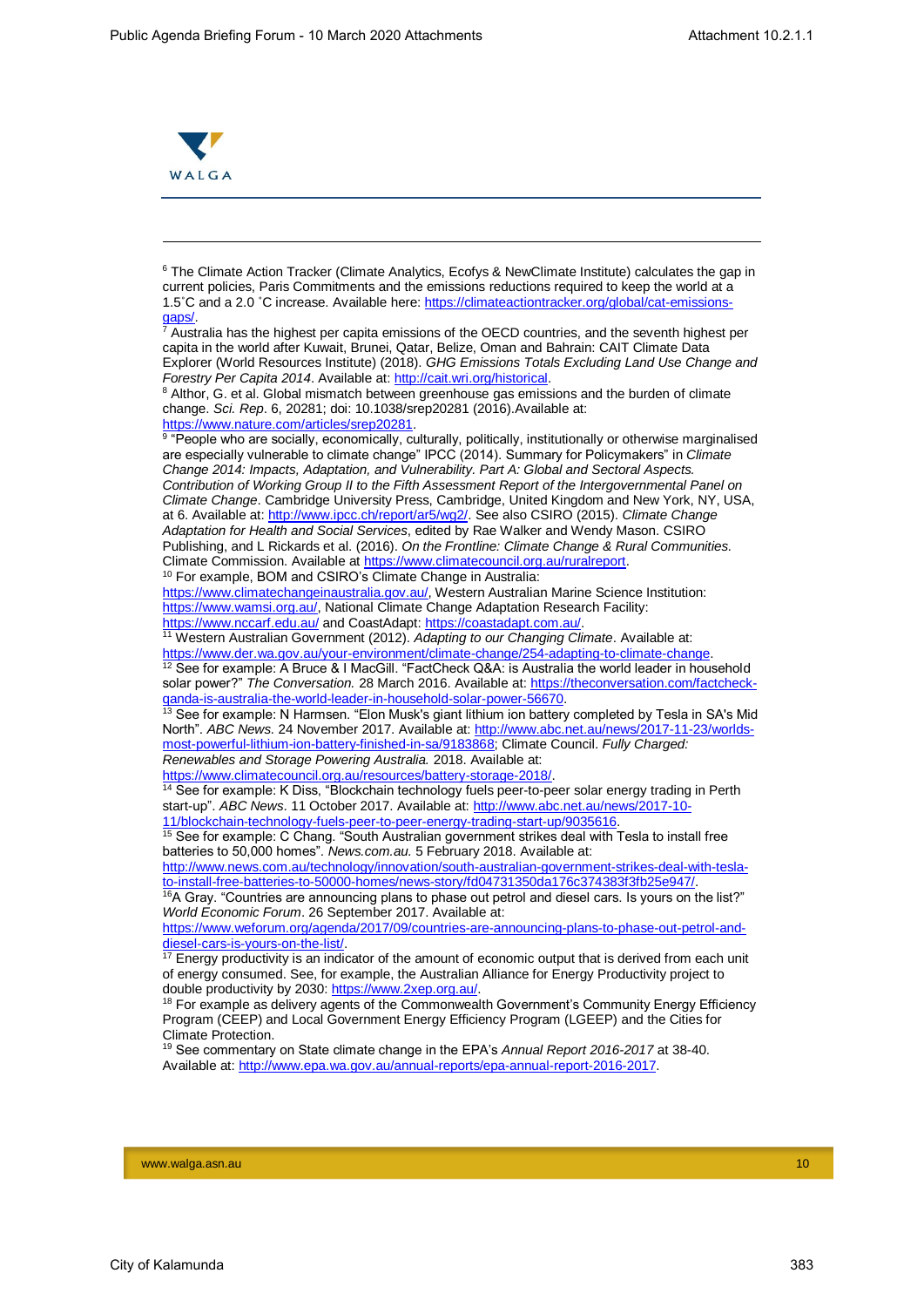[6] The Climate Action Tracker (Climate Analytics, Ecofys & NewClimate Institute) calculates the gap in current policies, Paris Commitments and the emissions reductions required to keep the world at a 1.5˚C and a 2.0 ˚C increase. Available here: https://climateactiontracker.org/global/cat-emissions-gaps/.

[7] Australia has the highest per capita emissions of the OECD countries, and the seventh highest per capita in the world after Kuwait, Brunei, Qatar, Belize, Oman and Bahrain: CAIT Climate Data Explorer (World Resources Institute) (2018). *GHG Emissions Totals Excluding Land Use Change and Forestry Per Capita 2014*. Available at: http://cait.wri.org/historical.

[8] Althor, G. et al. Global mismatch between greenhouse gas emissions and the burden of climate change. *Sci. Rep*. 6, 20281; doi: 10.1038/srep20281 (2016).Available at: https://www.nature.com/articles/srep20281.

[9] "People who are socially, economically, culturally, politically, institutionally or otherwise marginalised are especially vulnerable to climate change" IPCC (2014). Summary for Policymakers" in *Climate Change 2014: Impacts, Adaptation, and Vulnerability. Part A: Global and Sectoral Aspects. Contribution of Working Group II to the Fifth Assessment Report of the Intergovernmental Panel on Climate Change*. Cambridge University Press, Cambridge, United Kingdom and New York, NY, USA, at 6. Available at: http://www.ipcc.ch/report/ar5/wg2/. See also CSIRO (2015). *Climate Change Adaptation for Health and Social Services*, edited by Rae Walker and Wendy Mason. CSIRO Publishing, and L Rickards et al. (2016). *On the Frontline: Climate Change & Rural Communities.* Climate Commission. Available at https://www.climatecouncil.org.au/ruralreport.

[10] For example, BOM and CSIRO's Climate Change in Australia: https://www.climatechangeinaustralia.gov.au/, Western Australian Marine Science Institution: https://www.wamsi.org.au/, National Climate Change Adaptation Research Facility: https://www.nccarf.edu.au/ and CoastAdapt: https://coastadapt.com.au/.

[11] Western Australian Government (2012). *Adapting to our Changing Climate*. Available at: https://www.der.wa.gov.au/your-environment/climate-change/254-adapting-to-climate-change.

[12] See for example: A Bruce & I MacGill. "FactCheck Q&A: is Australia the world leader in household solar power?" *The Conversation.* 28 March 2016. Available at: https://theconversation.com/factcheck-qanda-is-australia-the-world-leader-in-household-solar-power-56670.

[13] See for example: N Harmsen. "Elon Musk's giant lithium ion battery completed by Tesla in SA's Mid North". *ABC News*. 24 November 2017. Available at: http://www.abc.net.au/news/2017-11-23/worlds-most-powerful-lithium-ion-battery-finished-in-sa/9183868; Climate Council. *Fully Charged: Renewables and Storage Powering Australia.* 2018. Available at: https://www.climatecouncil.org.au/resources/battery-storage-2018/.

[14] See for example: K Diss, "Blockchain technology fuels peer-to-peer solar energy trading in Perth start-up". *ABC News*. 11 October 2017. Available at: http://www.abc.net.au/news/2017-10-11/blockchain-technology-fuels-peer-to-peer-energy-trading-start-up/9035616.

[15] See for example: C Chang. "South Australian government strikes deal with Tesla to install free batteries to 50,000 homes". *News.com.au.* 5 February 2018. Available at: http://www.news.com.au/technology/innovation/south-australian-government-strikes-deal-with-tesla-to-install-free-batteries-to-50000-homes/news-story/fd04731350da176c374383f3fb25e947/.

[16] A Gray. "Countries are announcing plans to phase out petrol and diesel cars. Is yours on the list?" *World Economic Forum*. 26 September 2017. Available at: https://www.weforum.org/agenda/2017/09/countries-are-announcing-plans-to-phase-out-petrol-and-diesel-cars-is-yours-on-the-list/.

[17] Energy productivity is an indicator of the amount of economic output that is derived from each unit of energy consumed. See, for example, the Australian Alliance for Energy Productivity project to double productivity by 2030: https://www.2xep.org.au/.

[18] For example as delivery agents of the Commonwealth Government's Community Energy Efficiency Program (CEEP) and Local Government Energy Efficiency Program (LGEEP) and the Cities for Climate Protection.

[19] See commentary on State climate change in the EPA's *Annual Report 2016-2017* at 38-40. Available at: http://www.epa.wa.gov.au/annual-reports/epa-annual-report-2016-2017.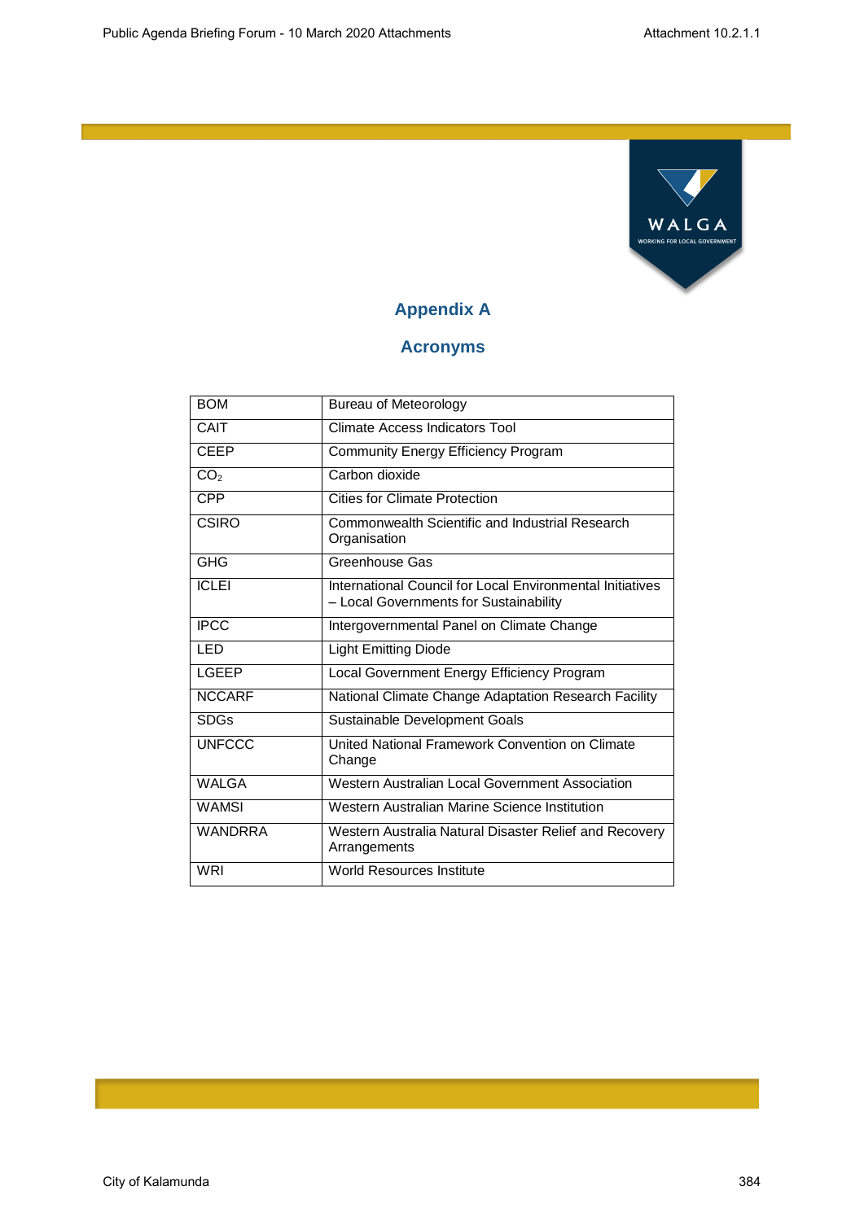# Appendix A

## Acronyms

| | |
|---|---|
| BOM | Bureau of Meteorology |
| CAIT | Climate Access Indicators Tool |
| CEEP | Community Energy Efficiency Program |
| $CO_2$ | Carbon dioxide |
| CPP | Cities for Climate Protection |
| CSIRO | Commonwealth Scientific and Industrial Research Organisation |
| GHG | Greenhouse Gas |
| ICLEI | International Council for Local Environmental Initiatives – Local Governments for Sustainability |
| IPCC | Intergovernmental Panel on Climate Change |
| LED | Light Emitting Diode |
| LGEEP | Local Government Energy Efficiency Program |
| NCCARF | National Climate Change Adaptation Research Facility |
| SDGs | Sustainable Development Goals |
| UNFCCC | United National Framework Convention on Climate Change |
| WALGA | Western Australian Local Government Association |
| WAMSI | Western Australian Marine Science Institution |
| WANDRRA | Western Australia Natural Disaster Relief and Recovery Arrangements |
| WRI | World Resources Institute |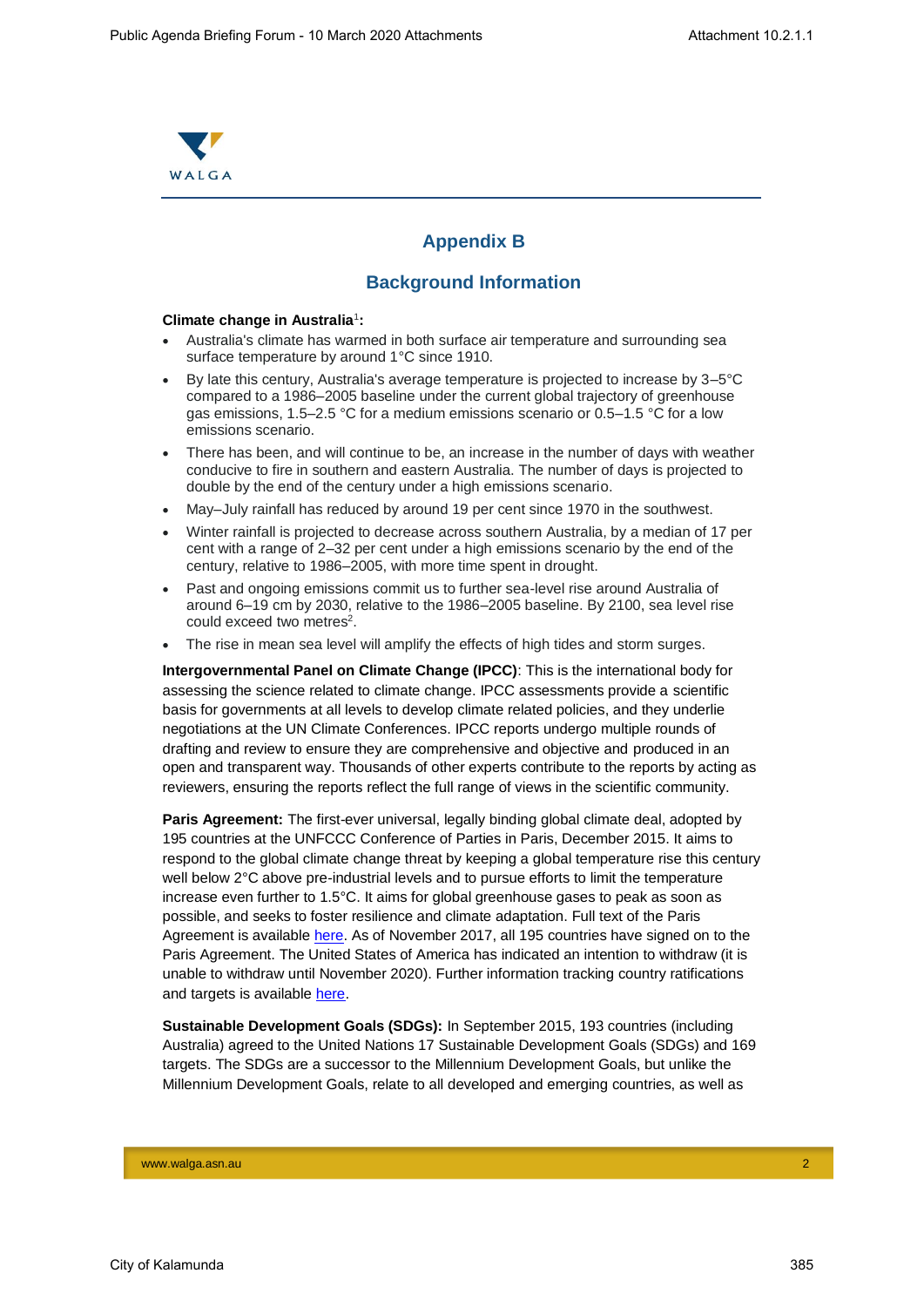## Appendix B

## Background Information

**Climate change in Australia**[1]**:**

- Australia's climate has warmed in both surface air temperature and surrounding sea surface temperature by around 1°C since 1910.
- By late this century, Australia's average temperature is projected to increase by 3–5°C compared to a 1986–2005 baseline under the current global trajectory of greenhouse gas emissions, 1.5–2.5 °C for a medium emissions scenario or 0.5–1.5 °C for a low emissions scenario.
- There has been, and will continue to be, an increase in the number of days with weather conducive to fire in southern and eastern Australia. The number of days is projected to double by the end of the century under a high emissions scenario.
- May–July rainfall has reduced by around 19 per cent since 1970 in the southwest.
- Winter rainfall is projected to decrease across southern Australia, by a median of 17 per cent with a range of 2–32 per cent under a high emissions scenario by the end of the century, relative to 1986–2005, with more time spent in drought.
- Past and ongoing emissions commit us to further sea-level rise around Australia of around 6–19 cm by 2030, relative to the 1986–2005 baseline. By 2100, sea level rise could exceed two metres[2].
- The rise in mean sea level will amplify the effects of high tides and storm surges.

**Intergovernmental Panel on Climate Change (IPCC)**: This is the international body for assessing the science related to climate change. IPCC assessments provide a scientific basis for governments at all levels to develop climate related policies, and they underlie negotiations at the UN Climate Conferences. IPCC reports undergo multiple rounds of drafting and review to ensure they are comprehensive and objective and produced in an open and transparent way. Thousands of other experts contribute to the reports by acting as reviewers, ensuring the reports reflect the full range of views in the scientific community.

**Paris Agreement:** The first-ever universal, legally binding global climate deal, adopted by 195 countries at the UNFCCC Conference of Parties in Paris, December 2015. It aims to respond to the global climate change threat by keeping a global temperature rise this century well below 2°C above pre-industrial levels and to pursue efforts to limit the temperature increase even further to 1.5°C. It aims for global greenhouse gases to peak as soon as possible, and seeks to foster resilience and climate adaptation. Full text of the Paris Agreement is available here. As of November 2017, all 195 countries have signed on to the Paris Agreement. The United States of America has indicated an intention to withdraw (it is unable to withdraw until November 2020). Further information tracking country ratifications and targets is available here.

**Sustainable Development Goals (SDGs):** In September 2015, 193 countries (including Australia) agreed to the United Nations 17 Sustainable Development Goals (SDGs) and 169 targets. The SDGs are a successor to the Millennium Development Goals, but unlike the Millennium Development Goals, relate to all developed and emerging countries, as well as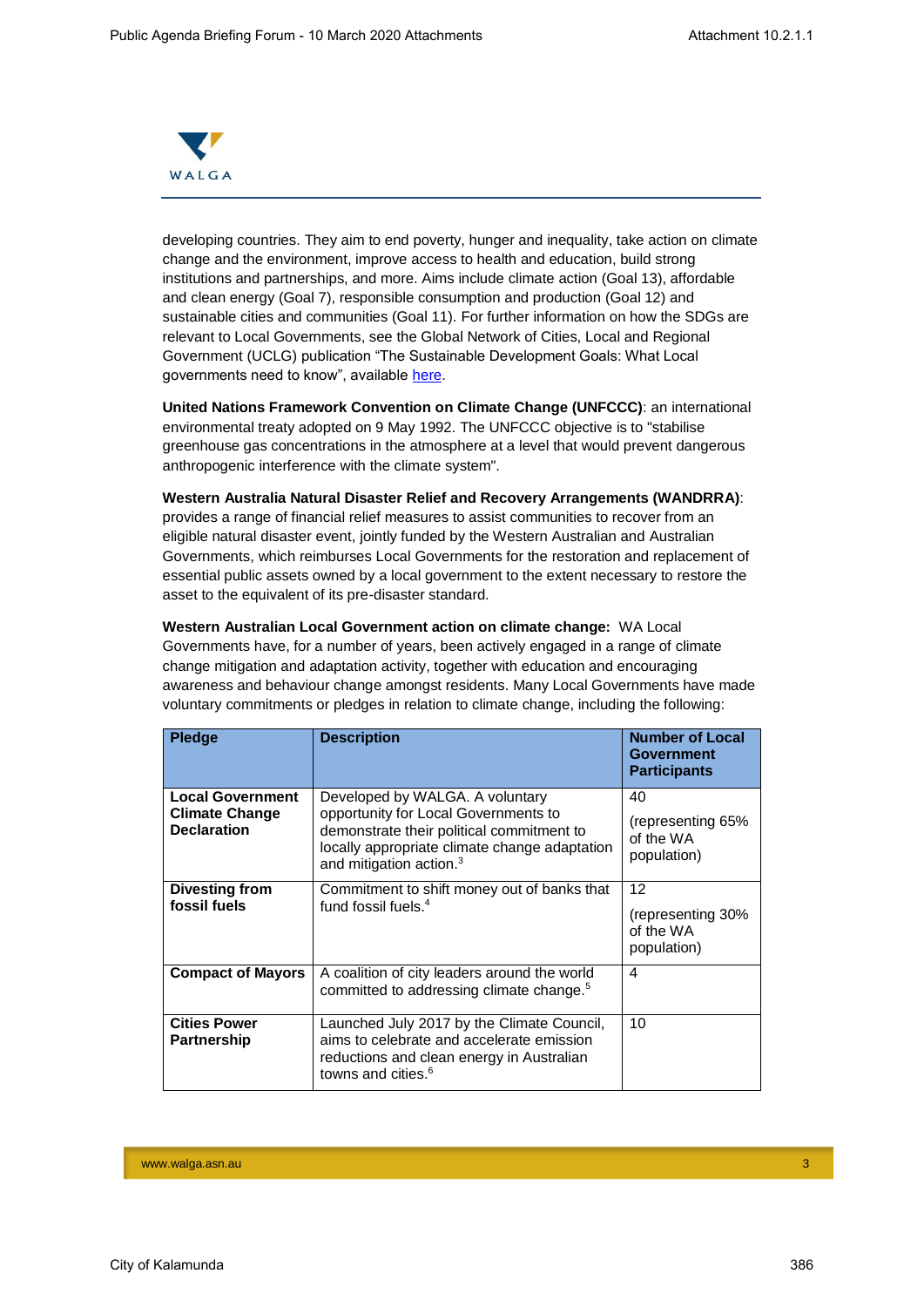developing countries. They aim to end poverty, hunger and inequality, take action on climate change and the environment, improve access to health and education, build strong institutions and partnerships, and more. Aims include climate action (Goal 13), affordable and clean energy (Goal 7), responsible consumption and production (Goal 12) and sustainable cities and communities (Goal 11). For further information on how the SDGs are relevant to Local Governments, see the Global Network of Cities, Local and Regional Government (UCLG) publication "The Sustainable Development Goals: What Local governments need to know", available here.

**United Nations Framework Convention on Climate Change (UNFCCC)**: an international environmental treaty adopted on 9 May 1992. The UNFCCC objective is to "stabilise greenhouse gas concentrations in the atmosphere at a level that would prevent dangerous anthropogenic interference with the climate system".

**Western Australia Natural Disaster Relief and Recovery Arrangements (WANDRRA)**: provides a range of financial relief measures to assist communities to recover from an eligible natural disaster event, jointly funded by the Western Australian and Australian Governments, which reimburses Local Governments for the restoration and replacement of essential public assets owned by a local government to the extent necessary to restore the asset to the equivalent of its pre-disaster standard.

**Western Australian Local Government action on climate change:** WA Local Governments have, for a number of years, been actively engaged in a range of climate change mitigation and adaptation activity, together with education and encouraging awareness and behaviour change amongst residents. Many Local Governments have made voluntary commitments or pledges in relation to climate change, including the following:

| Pledge | Description | Number of Local Government Participants |
|---|---|---|
| **Local Government Climate Change Declaration** | Developed by WALGA. A voluntary opportunity for Local Governments to demonstrate their political commitment to locally appropriate climate change adaptation and mitigation action.[3] | 40 (representing 65% of the WA population) |
| **Divesting from fossil fuels** | Commitment to shift money out of banks that fund fossil fuels.[4] | 12 (representing 30% of the WA population) |
| **Compact of Mayors** | A coalition of city leaders around the world committed to addressing climate change.[5] | 4 |
| **Cities Power Partnership** | Launched July 2017 by the Climate Council, aims to celebrate and accelerate emission reductions and clean energy in Australian towns and cities.[6] | 10 |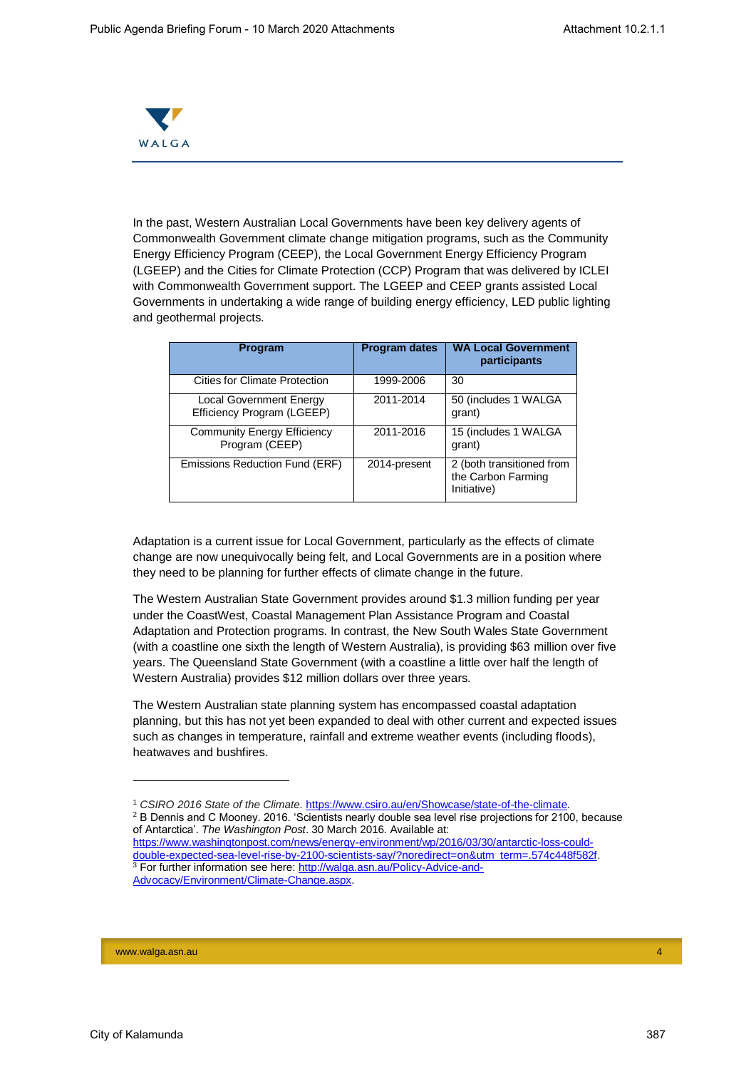In the past, Western Australian Local Governments have been key delivery agents of Commonwealth Government climate change mitigation programs, such as the Community Energy Efficiency Program (CEEP), the Local Government Energy Efficiency Program (LGEEP) and the Cities for Climate Protection (CCP) Program that was delivered by ICLEI with Commonwealth Government support. The LGEEP and CEEP grants assisted Local Governments in undertaking a wide range of building energy efficiency, LED public lighting and geothermal projects.

| Program | Program dates | WA Local Government participants |
|---|---|---|
| Cities for Climate Protection | 1999-2006 | 30 |
| Local Government Energy Efficiency Program (LGEEP) | 2011-2014 | 50 (includes 1 WALGA grant) |
| Community Energy Efficiency Program (CEEP) | 2011-2016 | 15 (includes 1 WALGA grant) |
| Emissions Reduction Fund (ERF) | 2014-present | 2 (both transitioned from the Carbon Farming Initiative) |

Adaptation is a current issue for Local Government, particularly as the effects of climate change are now unequivocally being felt, and Local Governments are in a position where they need to be planning for further effects of climate change in the future.

The Western Australian State Government provides around $1.3 million funding per year under the CoastWest, Coastal Management Plan Assistance Program and Coastal Adaptation and Protection programs. In contrast, the New South Wales State Government (with a coastline one sixth the length of Western Australia), is providing $63 million over five years. The Queensland State Government (with a coastline a little over half the length of Western Australia) provides $12 million dollars over three years.

The Western Australian state planning system has encompassed coastal adaptation planning, but this has not yet been expanded to deal with other current and expected issues such as changes in temperature, rainfall and extreme weather events (including floods), heatwaves and bushfires.

---

[1] *CSIRO 2016 State of the Climate*. https://www.csiro.au/en/Showcase/state-of-the-climate.

[2] B Dennis and C Mooney. 2016. 'Scientists nearly double sea level rise projections for 2100, because of Antarctica'. *The Washington Post*. 30 March 2016. Available at: https://www.washingtonpost.com/news/energy-environment/wp/2016/03/30/antarctic-loss-could-double-expected-sea-level-rise-by-2100-scientists-say/?noredirect=on&utm_term=.574c448f582f.

[3] For further information see here: http://walga.asn.au/Policy-Advice-and-Advocacy/Environment/Climate-Change.aspx.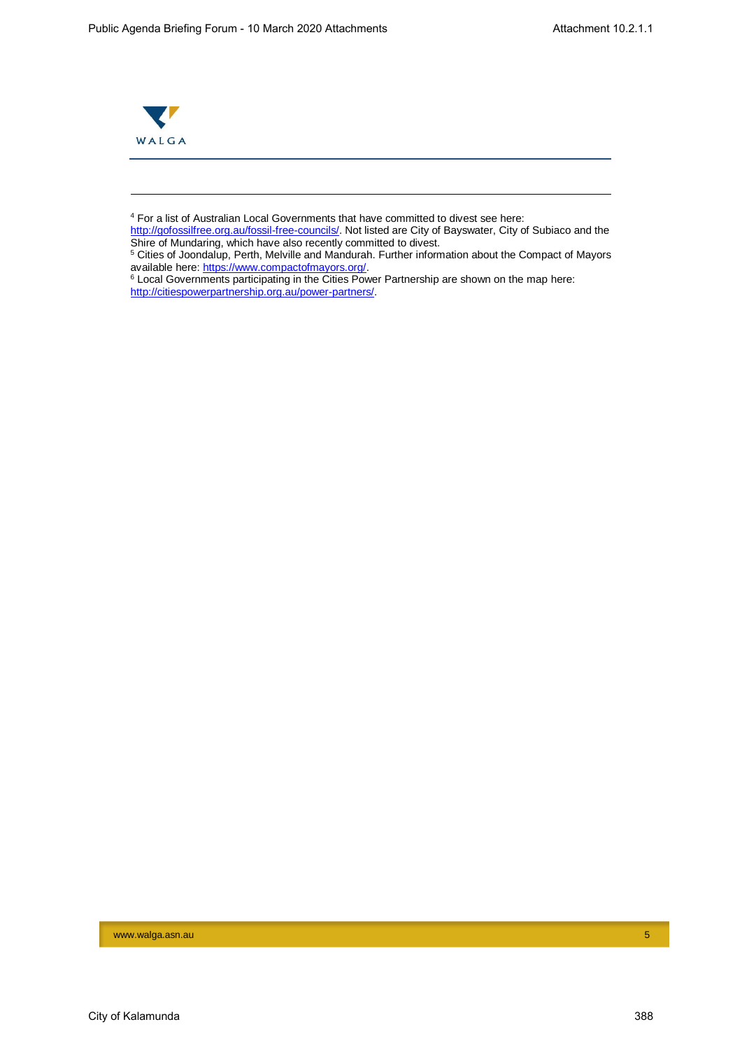[4] For a list of Australian Local Governments that have committed to divest see here: http://gofossilfree.org.au/fossil-free-councils/. Not listed are City of Bayswater, City of Subiaco and the Shire of Mundaring, which have also recently committed to divest.

[5] Cities of Joondalup, Perth, Melville and Mandurah. Further information about the Compact of Mayors available here: https://www.compactofmayors.org/.

[6] Local Governments participating in the Cities Power Partnership are shown on the map here: http://citiespowerpartnership.org.au/power-partners/.